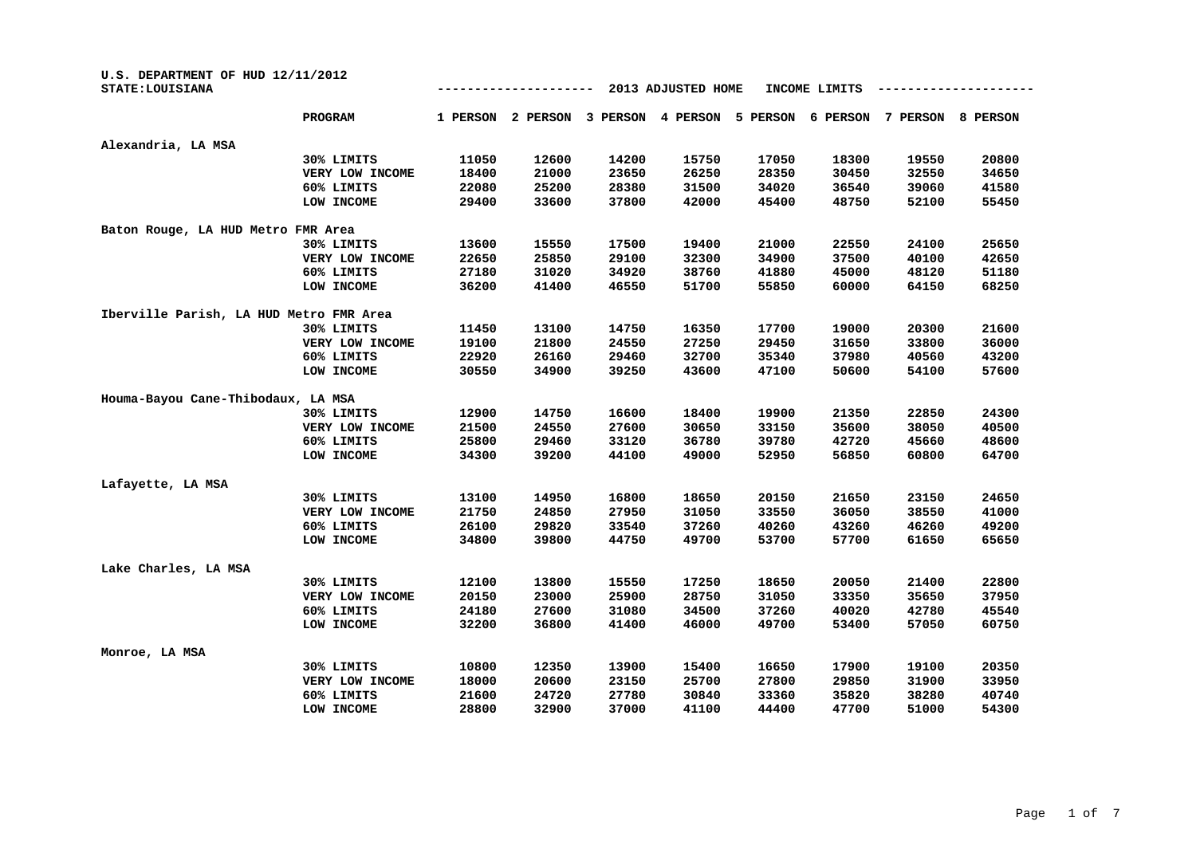U.S. DEPARTMENT OF HUD 12/11/2012

STATE:LOUISIANA

## 2013 ADJUSTED HOME INCOME LIMITS

| | PROGRAM | 1 PERSON | 2 PERSON | 3 PERSON | 4 PERSON | 5 PERSON | 6 PERSON | 7 PERSON | 8 PERSON |
|---|---|---|---|---|---|---|---|---|---|
| Alexandria, LA MSA | | | | | | | | | |
| | 30% LIMITS | 11050 | 12600 | 14200 | 15750 | 17050 | 18300 | 19550 | 20800 |
| | VERY LOW INCOME | 18400 | 21000 | 23650 | 26250 | 28350 | 30450 | 32550 | 34650 |
| | 60% LIMITS | 22080 | 25200 | 28380 | 31500 | 34020 | 36540 | 39060 | 41580 |
| | LOW INCOME | 29400 | 33600 | 37800 | 42000 | 45400 | 48750 | 52100 | 55450 |
| Baton Rouge, LA HUD Metro FMR Area | | | | | | | | | |
| | 30% LIMITS | 13600 | 15550 | 17500 | 19400 | 21000 | 22550 | 24100 | 25650 |
| | VERY LOW INCOME | 22650 | 25850 | 29100 | 32300 | 34900 | 37500 | 40100 | 42650 |
| | 60% LIMITS | 27180 | 31020 | 34920 | 38760 | 41880 | 45000 | 48120 | 51180 |
| | LOW INCOME | 36200 | 41400 | 46550 | 51700 | 55850 | 60000 | 64150 | 68250 |
| Iberville Parish, LA HUD Metro FMR Area | | | | | | | | | |
| | 30% LIMITS | 11450 | 13100 | 14750 | 16350 | 17700 | 19000 | 20300 | 21600 |
| | VERY LOW INCOME | 19100 | 21800 | 24550 | 27250 | 29450 | 31650 | 33800 | 36000 |
| | 60% LIMITS | 22920 | 26160 | 29460 | 32700 | 35340 | 37980 | 40560 | 43200 |
| | LOW INCOME | 30550 | 34900 | 39250 | 43600 | 47100 | 50600 | 54100 | 57600 |
| Houma-Bayou Cane-Thibodaux, LA MSA | | | | | | | | | |
| | 30% LIMITS | 12900 | 14750 | 16600 | 18400 | 19900 | 21350 | 22850 | 24300 |
| | VERY LOW INCOME | 21500 | 24550 | 27600 | 30650 | 33150 | 35600 | 38050 | 40500 |
| | 60% LIMITS | 25800 | 29460 | 33120 | 36780 | 39780 | 42720 | 45660 | 48600 |
| | LOW INCOME | 34300 | 39200 | 44100 | 49000 | 52950 | 56850 | 60800 | 64700 |
| Lafayette, LA MSA | | | | | | | | | |
| | 30% LIMITS | 13100 | 14950 | 16800 | 18650 | 20150 | 21650 | 23150 | 24650 |
| | VERY LOW INCOME | 21750 | 24850 | 27950 | 31050 | 33550 | 36050 | 38550 | 41000 |
| | 60% LIMITS | 26100 | 29820 | 33540 | 37260 | 40260 | 43260 | 46260 | 49200 |
| | LOW INCOME | 34800 | 39800 | 44750 | 49700 | 53700 | 57700 | 61650 | 65650 |
| Lake Charles, LA MSA | | | | | | | | | |
| | 30% LIMITS | 12100 | 13800 | 15550 | 17250 | 18650 | 20050 | 21400 | 22800 |
| | VERY LOW INCOME | 20150 | 23000 | 25900 | 28750 | 31050 | 33350 | 35650 | 37950 |
| | 60% LIMITS | 24180 | 27600 | 31080 | 34500 | 37260 | 40020 | 42780 | 45540 |
| | LOW INCOME | 32200 | 36800 | 41400 | 46000 | 49700 | 53400 | 57050 | 60750 |
| Monroe, LA MSA | | | | | | | | | |
| | 30% LIMITS | 10800 | 12350 | 13900 | 15400 | 16650 | 17900 | 19100 | 20350 |
| | VERY LOW INCOME | 18000 | 20600 | 23150 | 25700 | 27800 | 29850 | 31900 | 33950 |
| | 60% LIMITS | 21600 | 24720 | 27780 | 30840 | 33360 | 35820 | 38280 | 40740 |
| | LOW INCOME | 28800 | 32900 | 37000 | 41100 | 44400 | 47700 | 51000 | 54300 |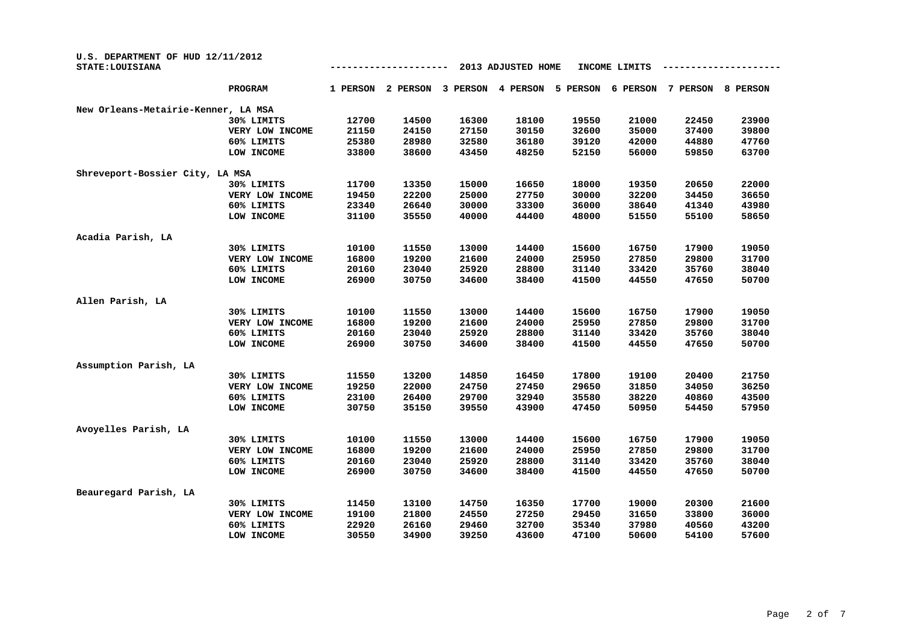U.S. DEPARTMENT OF HUD 12/11/2012
STATE:LOUISIANA

## 2013 ADJUSTED HOME INCOME LIMITS

| | PROGRAM | 1 PERSON | 2 PERSON | 3 PERSON | 4 PERSON | 5 PERSON | 6 PERSON | 7 PERSON | 8 PERSON |
|---|---|---|---|---|---|---|---|---|---|
| New Orleans-Metairie-Kenner, LA MSA | | | | | | | | | |
| | 30% LIMITS | 12700 | 14500 | 16300 | 18100 | 19550 | 21000 | 22450 | 23900 |
| | VERY LOW INCOME | 21150 | 24150 | 27150 | 30150 | 32600 | 35000 | 37400 | 39800 |
| | 60% LIMITS | 25380 | 28980 | 32580 | 36180 | 39120 | 42000 | 44880 | 47760 |
| | LOW INCOME | 33800 | 38600 | 43450 | 48250 | 52150 | 56000 | 59850 | 63700 |
| Shreveport-Bossier City, LA MSA | | | | | | | | | |
| | 30% LIMITS | 11700 | 13350 | 15000 | 16650 | 18000 | 19350 | 20650 | 22000 |
| | VERY LOW INCOME | 19450 | 22200 | 25000 | 27750 | 30000 | 32200 | 34450 | 36650 |
| | 60% LIMITS | 23340 | 26640 | 30000 | 33300 | 36000 | 38640 | 41340 | 43980 |
| | LOW INCOME | 31100 | 35550 | 40000 | 44400 | 48000 | 51550 | 55100 | 58650 |
| Acadia Parish, LA | | | | | | | | | |
| | 30% LIMITS | 10100 | 11550 | 13000 | 14400 | 15600 | 16750 | 17900 | 19050 |
| | VERY LOW INCOME | 16800 | 19200 | 21600 | 24000 | 25950 | 27850 | 29800 | 31700 |
| | 60% LIMITS | 20160 | 23040 | 25920 | 28800 | 31140 | 33420 | 35760 | 38040 |
| | LOW INCOME | 26900 | 30750 | 34600 | 38400 | 41500 | 44550 | 47650 | 50700 |
| Allen Parish, LA | | | | | | | | | |
| | 30% LIMITS | 10100 | 11550 | 13000 | 14400 | 15600 | 16750 | 17900 | 19050 |
| | VERY LOW INCOME | 16800 | 19200 | 21600 | 24000 | 25950 | 27850 | 29800 | 31700 |
| | 60% LIMITS | 20160 | 23040 | 25920 | 28800 | 31140 | 33420 | 35760 | 38040 |
| | LOW INCOME | 26900 | 30750 | 34600 | 38400 | 41500 | 44550 | 47650 | 50700 |
| Assumption Parish, LA | | | | | | | | | |
| | 30% LIMITS | 11550 | 13200 | 14850 | 16450 | 17800 | 19100 | 20400 | 21750 |
| | VERY LOW INCOME | 19250 | 22000 | 24750 | 27450 | 29650 | 31850 | 34050 | 36250 |
| | 60% LIMITS | 23100 | 26400 | 29700 | 32940 | 35580 | 38220 | 40860 | 43500 |
| | LOW INCOME | 30750 | 35150 | 39550 | 43900 | 47450 | 50950 | 54450 | 57950 |
| Avoyelles Parish, LA | | | | | | | | | |
| | 30% LIMITS | 10100 | 11550 | 13000 | 14400 | 15600 | 16750 | 17900 | 19050 |
| | VERY LOW INCOME | 16800 | 19200 | 21600 | 24000 | 25950 | 27850 | 29800 | 31700 |
| | 60% LIMITS | 20160 | 23040 | 25920 | 28800 | 31140 | 33420 | 35760 | 38040 |
| | LOW INCOME | 26900 | 30750 | 34600 | 38400 | 41500 | 44550 | 47650 | 50700 |
| Beauregard Parish, LA | | | | | | | | | |
| | 30% LIMITS | 11450 | 13100 | 14750 | 16350 | 17700 | 19000 | 20300 | 21600 |
| | VERY LOW INCOME | 19100 | 21800 | 24550 | 27250 | 29450 | 31650 | 33800 | 36000 |
| | 60% LIMITS | 22920 | 26160 | 29460 | 32700 | 35340 | 37980 | 40560 | 43200 |
| | LOW INCOME | 30550 | 34900 | 39250 | 43600 | 47100 | 50600 | 54100 | 57600 |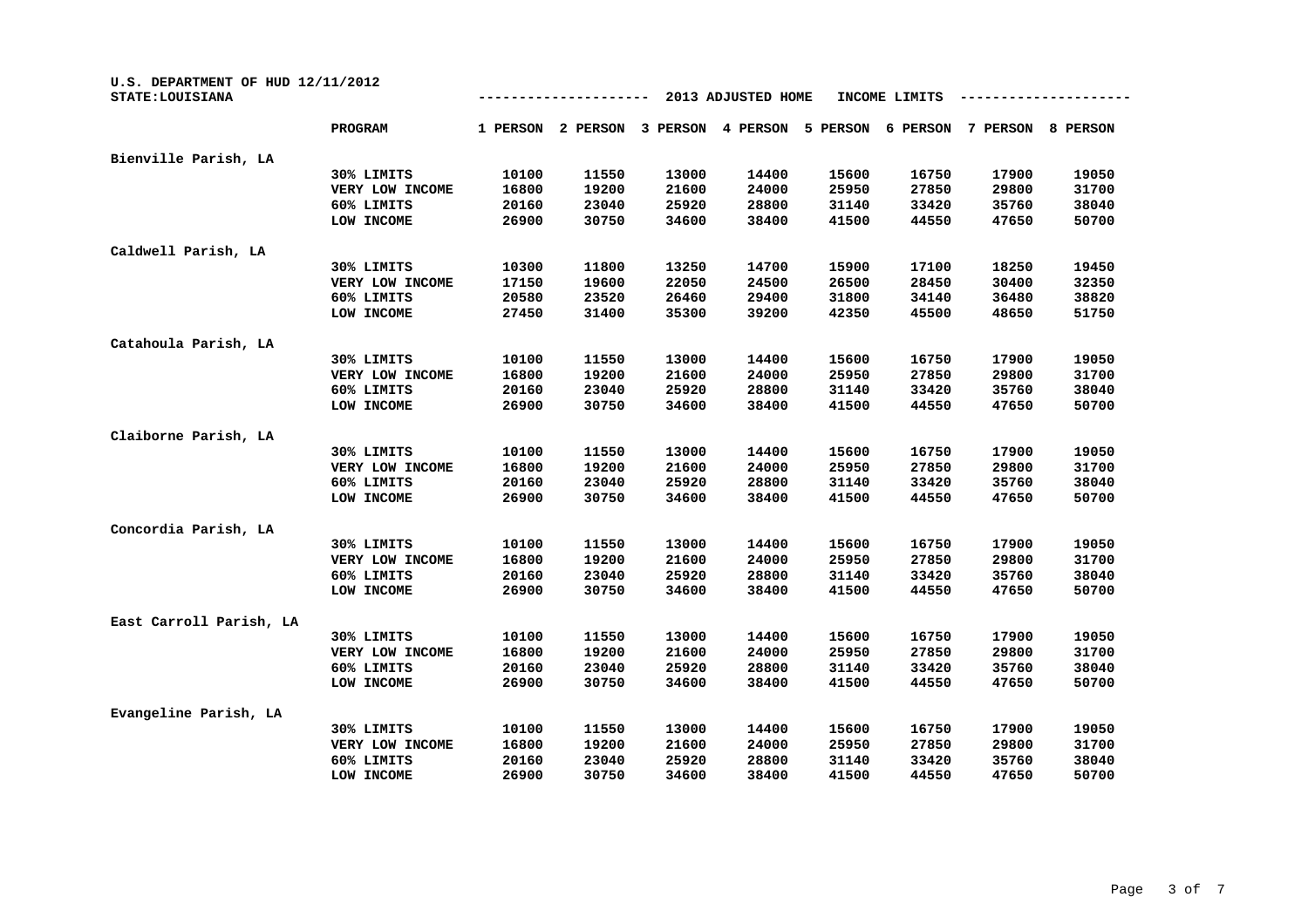U.S. DEPARTMENT OF HUD 12/11/2012
STATE:LOUISIANA

## 2013 ADJUSTED HOME INCOME LIMITS

| | PROGRAM | 1 PERSON | 2 PERSON | 3 PERSON | 4 PERSON | 5 PERSON | 6 PERSON | 7 PERSON | 8 PERSON |
|---|---|---|---|---|---|---|---|---|---|
| Bienville Parish, LA | | | | | | | | | |
| | 30% LIMITS | 10100 | 11550 | 13000 | 14400 | 15600 | 16750 | 17900 | 19050 |
| | VERY LOW INCOME | 16800 | 19200 | 21600 | 24000 | 25950 | 27850 | 29800 | 31700 |
| | 60% LIMITS | 20160 | 23040 | 25920 | 28800 | 31140 | 33420 | 35760 | 38040 |
| | LOW INCOME | 26900 | 30750 | 34600 | 38400 | 41500 | 44550 | 47650 | 50700 |
| Caldwell Parish, LA | | | | | | | | | |
| | 30% LIMITS | 10300 | 11800 | 13250 | 14700 | 15900 | 17100 | 18250 | 19450 |
| | VERY LOW INCOME | 17150 | 19600 | 22050 | 24500 | 26500 | 28450 | 30400 | 32350 |
| | 60% LIMITS | 20580 | 23520 | 26460 | 29400 | 31800 | 34140 | 36480 | 38820 |
| | LOW INCOME | 27450 | 31400 | 35300 | 39200 | 42350 | 45500 | 48650 | 51750 |
| Catahoula Parish, LA | | | | | | | | | |
| | 30% LIMITS | 10100 | 11550 | 13000 | 14400 | 15600 | 16750 | 17900 | 19050 |
| | VERY LOW INCOME | 16800 | 19200 | 21600 | 24000 | 25950 | 27850 | 29800 | 31700 |
| | 60% LIMITS | 20160 | 23040 | 25920 | 28800 | 31140 | 33420 | 35760 | 38040 |
| | LOW INCOME | 26900 | 30750 | 34600 | 38400 | 41500 | 44550 | 47650 | 50700 |
| Claiborne Parish, LA | | | | | | | | | |
| | 30% LIMITS | 10100 | 11550 | 13000 | 14400 | 15600 | 16750 | 17900 | 19050 |
| | VERY LOW INCOME | 16800 | 19200 | 21600 | 24000 | 25950 | 27850 | 29800 | 31700 |
| | 60% LIMITS | 20160 | 23040 | 25920 | 28800 | 31140 | 33420 | 35760 | 38040 |
| | LOW INCOME | 26900 | 30750 | 34600 | 38400 | 41500 | 44550 | 47650 | 50700 |
| Concordia Parish, LA | | | | | | | | | |
| | 30% LIMITS | 10100 | 11550 | 13000 | 14400 | 15600 | 16750 | 17900 | 19050 |
| | VERY LOW INCOME | 16800 | 19200 | 21600 | 24000 | 25950 | 27850 | 29800 | 31700 |
| | 60% LIMITS | 20160 | 23040 | 25920 | 28800 | 31140 | 33420 | 35760 | 38040 |
| | LOW INCOME | 26900 | 30750 | 34600 | 38400 | 41500 | 44550 | 47650 | 50700 |
| East Carroll Parish, LA | | | | | | | | | |
| | 30% LIMITS | 10100 | 11550 | 13000 | 14400 | 15600 | 16750 | 17900 | 19050 |
| | VERY LOW INCOME | 16800 | 19200 | 21600 | 24000 | 25950 | 27850 | 29800 | 31700 |
| | 60% LIMITS | 20160 | 23040 | 25920 | 28800 | 31140 | 33420 | 35760 | 38040 |
| | LOW INCOME | 26900 | 30750 | 34600 | 38400 | 41500 | 44550 | 47650 | 50700 |
| Evangeline Parish, LA | | | | | | | | | |
| | 30% LIMITS | 10100 | 11550 | 13000 | 14400 | 15600 | 16750 | 17900 | 19050 |
| | VERY LOW INCOME | 16800 | 19200 | 21600 | 24000 | 25950 | 27850 | 29800 | 31700 |
| | 60% LIMITS | 20160 | 23040 | 25920 | 28800 | 31140 | 33420 | 35760 | 38040 |
| | LOW INCOME | 26900 | 30750 | 34600 | 38400 | 41500 | 44550 | 47650 | 50700 |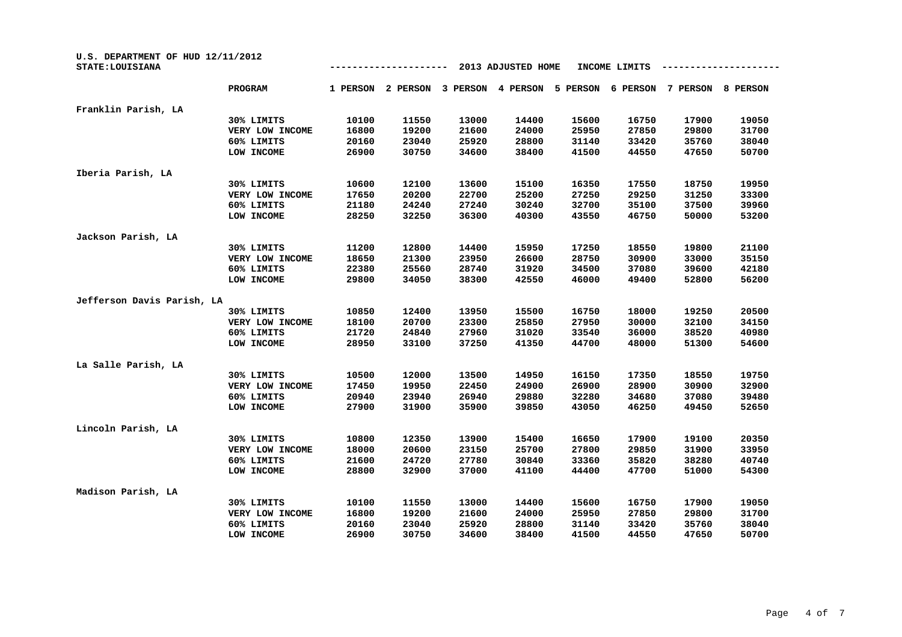U.S. DEPARTMENT OF HUD 12/11/2012
STATE:LOUISIANA

## 2013 ADJUSTED HOME INCOME LIMITS

| | PROGRAM | 1 PERSON | 2 PERSON | 3 PERSON | 4 PERSON | 5 PERSON | 6 PERSON | 7 PERSON | 8 PERSON |
|---|---|---|---|---|---|---|---|---|---|
| **Franklin Parish, LA** | | | | | | | | | |
| | 30% LIMITS | 10100 | 11550 | 13000 | 14400 | 15600 | 16750 | 17900 | 19050 |
| | VERY LOW INCOME | 16800 | 19200 | 21600 | 24000 | 25950 | 27850 | 29800 | 31700 |
| | 60% LIMITS | 20160 | 23040 | 25920 | 28800 | 31140 | 33420 | 35760 | 38040 |
| | LOW INCOME | 26900 | 30750 | 34600 | 38400 | 41500 | 44550 | 47650 | 50700 |
| **Iberia Parish, LA** | | | | | | | | | |
| | 30% LIMITS | 10600 | 12100 | 13600 | 15100 | 16350 | 17550 | 18750 | 19950 |
| | VERY LOW INCOME | 17650 | 20200 | 22700 | 25200 | 27250 | 29250 | 31250 | 33300 |
| | 60% LIMITS | 21180 | 24240 | 27240 | 30240 | 32700 | 35100 | 37500 | 39960 |
| | LOW INCOME | 28250 | 32250 | 36300 | 40300 | 43550 | 46750 | 50000 | 53200 |
| **Jackson Parish, LA** | | | | | | | | | |
| | 30% LIMITS | 11200 | 12800 | 14400 | 15950 | 17250 | 18550 | 19800 | 21100 |
| | VERY LOW INCOME | 18650 | 21300 | 23950 | 26600 | 28750 | 30900 | 33000 | 35150 |
| | 60% LIMITS | 22380 | 25560 | 28740 | 31920 | 34500 | 37080 | 39600 | 42180 |
| | LOW INCOME | 29800 | 34050 | 38300 | 42550 | 46000 | 49400 | 52800 | 56200 |
| **Jefferson Davis Parish, LA** | | | | | | | | | |
| | 30% LIMITS | 10850 | 12400 | 13950 | 15500 | 16750 | 18000 | 19250 | 20500 |
| | VERY LOW INCOME | 18100 | 20700 | 23300 | 25850 | 27950 | 30000 | 32100 | 34150 |
| | 60% LIMITS | 21720 | 24840 | 27960 | 31020 | 33540 | 36000 | 38520 | 40980 |
| | LOW INCOME | 28950 | 33100 | 37250 | 41350 | 44700 | 48000 | 51300 | 54600 |
| **La Salle Parish, LA** | | | | | | | | | |
| | 30% LIMITS | 10500 | 12000 | 13500 | 14950 | 16150 | 17350 | 18550 | 19750 |
| | VERY LOW INCOME | 17450 | 19950 | 22450 | 24900 | 26900 | 28900 | 30900 | 32900 |
| | 60% LIMITS | 20940 | 23940 | 26940 | 29880 | 32280 | 34680 | 37080 | 39480 |
| | LOW INCOME | 27900 | 31900 | 35900 | 39850 | 43050 | 46250 | 49450 | 52650 |
| **Lincoln Parish, LA** | | | | | | | | | |
| | 30% LIMITS | 10800 | 12350 | 13900 | 15400 | 16650 | 17900 | 19100 | 20350 |
| | VERY LOW INCOME | 18000 | 20600 | 23150 | 25700 | 27800 | 29850 | 31900 | 33950 |
| | 60% LIMITS | 21600 | 24720 | 27780 | 30840 | 33360 | 35820 | 38280 | 40740 |
| | LOW INCOME | 28800 | 32900 | 37000 | 41100 | 44400 | 47700 | 51000 | 54300 |
| **Madison Parish, LA** | | | | | | | | | |
| | 30% LIMITS | 10100 | 11550 | 13000 | 14400 | 15600 | 16750 | 17900 | 19050 |
| | VERY LOW INCOME | 16800 | 19200 | 21600 | 24000 | 25950 | 27850 | 29800 | 31700 |
| | 60% LIMITS | 20160 | 23040 | 25920 | 28800 | 31140 | 33420 | 35760 | 38040 |
| | LOW INCOME | 26900 | 30750 | 34600 | 38400 | 41500 | 44550 | 47650 | 50700 |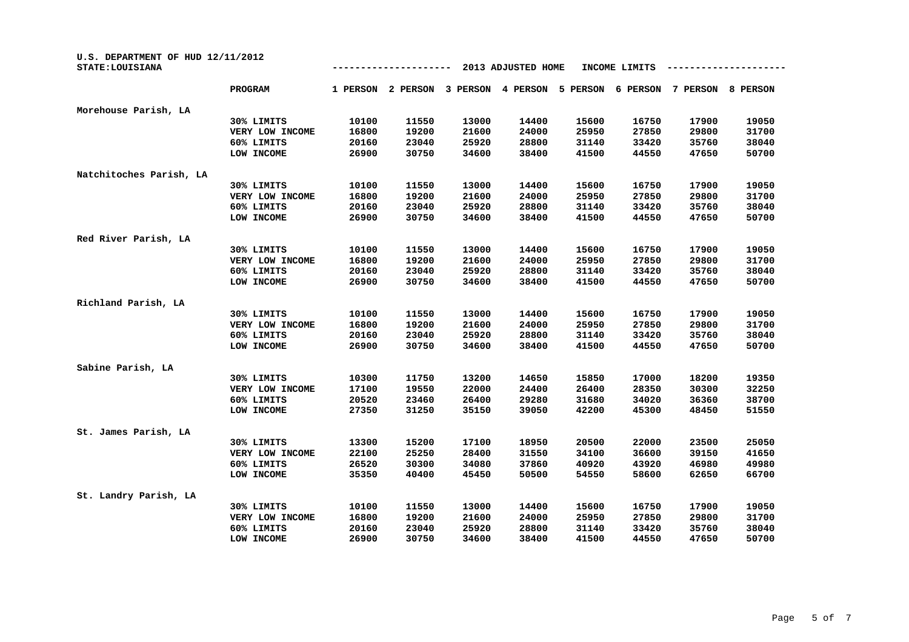U.S. DEPARTMENT OF HUD 12/11/2012
STATE:LOUISIANA

--------------------- 2013 ADJUSTED HOME INCOME LIMITS ---------------------

| | PROGRAM | 1 PERSON | 2 PERSON | 3 PERSON | 4 PERSON | 5 PERSON | 6 PERSON | 7 PERSON | 8 PERSON |
|---|---|---|---|---|---|---|---|---|---|
| Morehouse Parish, LA | | | | | | | | | |
| | 30% LIMITS | 10100 | 11550 | 13000 | 14400 | 15600 | 16750 | 17900 | 19050 |
| | VERY LOW INCOME | 16800 | 19200 | 21600 | 24000 | 25950 | 27850 | 29800 | 31700 |
| | 60% LIMITS | 20160 | 23040 | 25920 | 28800 | 31140 | 33420 | 35760 | 38040 |
| | LOW INCOME | 26900 | 30750 | 34600 | 38400 | 41500 | 44550 | 47650 | 50700 |
| Natchitoches Parish, LA | | | | | | | | | |
| | 30% LIMITS | 10100 | 11550 | 13000 | 14400 | 15600 | 16750 | 17900 | 19050 |
| | VERY LOW INCOME | 16800 | 19200 | 21600 | 24000 | 25950 | 27850 | 29800 | 31700 |
| | 60% LIMITS | 20160 | 23040 | 25920 | 28800 | 31140 | 33420 | 35760 | 38040 |
| | LOW INCOME | 26900 | 30750 | 34600 | 38400 | 41500 | 44550 | 47650 | 50700 |
| Red River Parish, LA | | | | | | | | | |
| | 30% LIMITS | 10100 | 11550 | 13000 | 14400 | 15600 | 16750 | 17900 | 19050 |
| | VERY LOW INCOME | 16800 | 19200 | 21600 | 24000 | 25950 | 27850 | 29800 | 31700 |
| | 60% LIMITS | 20160 | 23040 | 25920 | 28800 | 31140 | 33420 | 35760 | 38040 |
| | LOW INCOME | 26900 | 30750 | 34600 | 38400 | 41500 | 44550 | 47650 | 50700 |
| Richland Parish, LA | | | | | | | | | |
| | 30% LIMITS | 10100 | 11550 | 13000 | 14400 | 15600 | 16750 | 17900 | 19050 |
| | VERY LOW INCOME | 16800 | 19200 | 21600 | 24000 | 25950 | 27850 | 29800 | 31700 |
| | 60% LIMITS | 20160 | 23040 | 25920 | 28800 | 31140 | 33420 | 35760 | 38040 |
| | LOW INCOME | 26900 | 30750 | 34600 | 38400 | 41500 | 44550 | 47650 | 50700 |
| Sabine Parish, LA | | | | | | | | | |
| | 30% LIMITS | 10300 | 11750 | 13200 | 14650 | 15850 | 17000 | 18200 | 19350 |
| | VERY LOW INCOME | 17100 | 19550 | 22000 | 24400 | 26400 | 28350 | 30300 | 32250 |
| | 60% LIMITS | 20520 | 23460 | 26400 | 29280 | 31680 | 34020 | 36360 | 38700 |
| | LOW INCOME | 27350 | 31250 | 35150 | 39050 | 42200 | 45300 | 48450 | 51550 |
| St. James Parish, LA | | | | | | | | | |
| | 30% LIMITS | 13300 | 15200 | 17100 | 18950 | 20500 | 22000 | 23500 | 25050 |
| | VERY LOW INCOME | 22100 | 25250 | 28400 | 31550 | 34100 | 36600 | 39150 | 41650 |
| | 60% LIMITS | 26520 | 30300 | 34080 | 37860 | 40920 | 43920 | 46980 | 49980 |
| | LOW INCOME | 35350 | 40400 | 45450 | 50500 | 54550 | 58600 | 62650 | 66700 |
| St. Landry Parish, LA | | | | | | | | | |
| | 30% LIMITS | 10100 | 11550 | 13000 | 14400 | 15600 | 16750 | 17900 | 19050 |
| | VERY LOW INCOME | 16800 | 19200 | 21600 | 24000 | 25950 | 27850 | 29800 | 31700 |
| | 60% LIMITS | 20160 | 23040 | 25920 | 28800 | 31140 | 33420 | 35760 | 38040 |
| | LOW INCOME | 26900 | 30750 | 34600 | 38400 | 41500 | 44550 | 47650 | 50700 |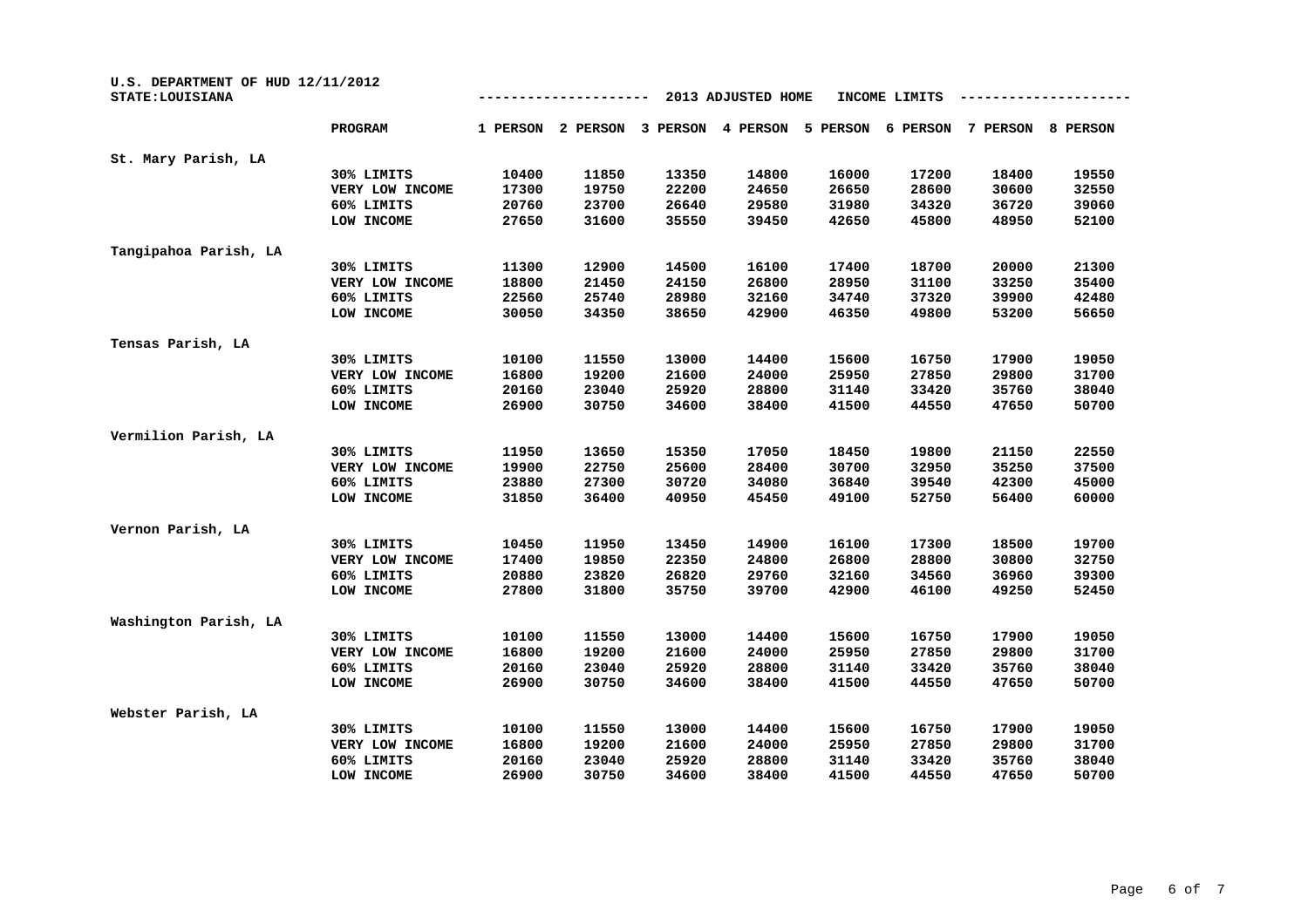U.S. DEPARTMENT OF HUD 12/11/2012
STATE:LOUISIANA

--------------------- 2013 ADJUSTED HOME INCOME LIMITS ---------------------

| | PROGRAM | 1 PERSON | 2 PERSON | 3 PERSON | 4 PERSON | 5 PERSON | 6 PERSON | 7 PERSON | 8 PERSON |
|---|---|---|---|---|---|---|---|---|---|
| St. Mary Parish, LA | | | | | | | | | |
| | 30% LIMITS | 10400 | 11850 | 13350 | 14800 | 16000 | 17200 | 18400 | 19550 |
| | VERY LOW INCOME | 17300 | 19750 | 22200 | 24650 | 26650 | 28600 | 30600 | 32550 |
| | 60% LIMITS | 20760 | 23700 | 26640 | 29580 | 31980 | 34320 | 36720 | 39060 |
| | LOW INCOME | 27650 | 31600 | 35550 | 39450 | 42650 | 45800 | 48950 | 52100 |
| Tangipahoa Parish, LA | | | | | | | | | |
| | 30% LIMITS | 11300 | 12900 | 14500 | 16100 | 17400 | 18700 | 20000 | 21300 |
| | VERY LOW INCOME | 18800 | 21450 | 24150 | 26800 | 28950 | 31100 | 33250 | 35400 |
| | 60% LIMITS | 22560 | 25740 | 28980 | 32160 | 34740 | 37320 | 39900 | 42480 |
| | LOW INCOME | 30050 | 34350 | 38650 | 42900 | 46350 | 49800 | 53200 | 56650 |
| Tensas Parish, LA | | | | | | | | | |
| | 30% LIMITS | 10100 | 11550 | 13000 | 14400 | 15600 | 16750 | 17900 | 19050 |
| | VERY LOW INCOME | 16800 | 19200 | 21600 | 24000 | 25950 | 27850 | 29800 | 31700 |
| | 60% LIMITS | 20160 | 23040 | 25920 | 28800 | 31140 | 33420 | 35760 | 38040 |
| | LOW INCOME | 26900 | 30750 | 34600 | 38400 | 41500 | 44550 | 47650 | 50700 |
| Vermilion Parish, LA | | | | | | | | | |
| | 30% LIMITS | 11950 | 13650 | 15350 | 17050 | 18450 | 19800 | 21150 | 22550 |
| | VERY LOW INCOME | 19900 | 22750 | 25600 | 28400 | 30700 | 32950 | 35250 | 37500 |
| | 60% LIMITS | 23880 | 27300 | 30720 | 34080 | 36840 | 39540 | 42300 | 45000 |
| | LOW INCOME | 31850 | 36400 | 40950 | 45450 | 49100 | 52750 | 56400 | 60000 |
| Vernon Parish, LA | | | | | | | | | |
| | 30% LIMITS | 10450 | 11950 | 13450 | 14900 | 16100 | 17300 | 18500 | 19700 |
| | VERY LOW INCOME | 17400 | 19850 | 22350 | 24800 | 26800 | 28800 | 30800 | 32750 |
| | 60% LIMITS | 20880 | 23820 | 26820 | 29760 | 32160 | 34560 | 36960 | 39300 |
| | LOW INCOME | 27800 | 31800 | 35750 | 39700 | 42900 | 46100 | 49250 | 52450 |
| Washington Parish, LA | | | | | | | | | |
| | 30% LIMITS | 10100 | 11550 | 13000 | 14400 | 15600 | 16750 | 17900 | 19050 |
| | VERY LOW INCOME | 16800 | 19200 | 21600 | 24000 | 25950 | 27850 | 29800 | 31700 |
| | 60% LIMITS | 20160 | 23040 | 25920 | 28800 | 31140 | 33420 | 35760 | 38040 |
| | LOW INCOME | 26900 | 30750 | 34600 | 38400 | 41500 | 44550 | 47650 | 50700 |
| Webster Parish, LA | | | | | | | | | |
| | 30% LIMITS | 10100 | 11550 | 13000 | 14400 | 15600 | 16750 | 17900 | 19050 |
| | VERY LOW INCOME | 16800 | 19200 | 21600 | 24000 | 25950 | 27850 | 29800 | 31700 |
| | 60% LIMITS | 20160 | 23040 | 25920 | 28800 | 31140 | 33420 | 35760 | 38040 |
| | LOW INCOME | 26900 | 30750 | 34600 | 38400 | 41500 | 44550 | 47650 | 50700 |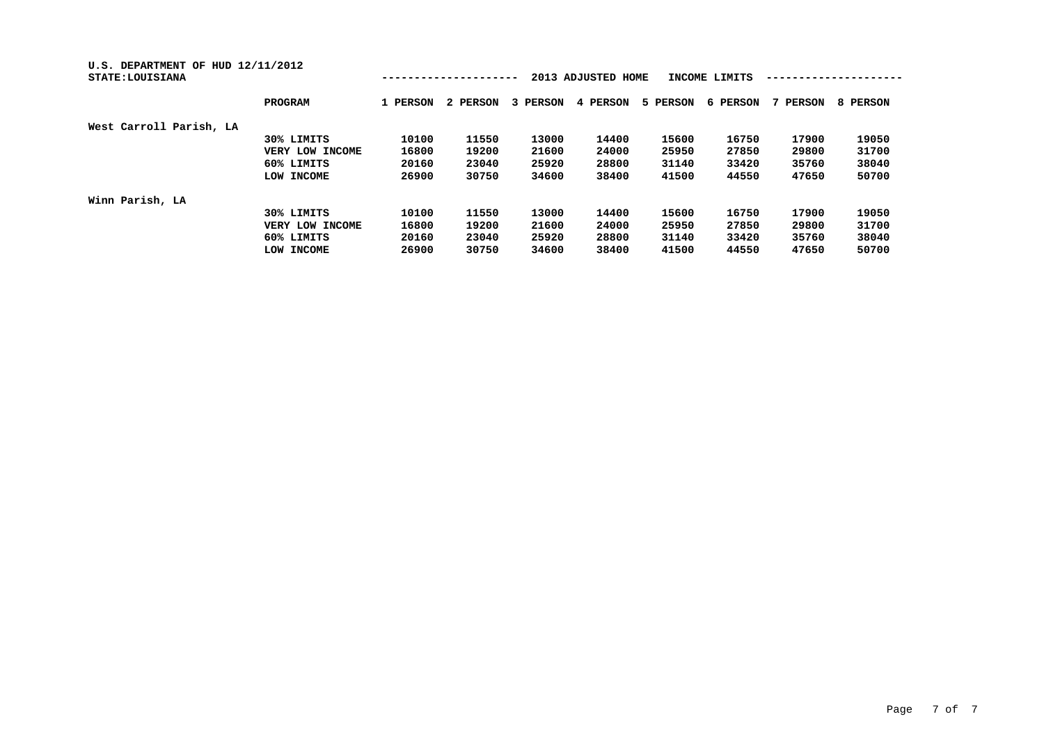U.S. DEPARTMENT OF HUD 12/11/2012
STATE:LOUISIANA

--------------------- 2013 ADJUSTED HOME INCOME LIMITS ---------------------

| | PROGRAM | 1 PERSON | 2 PERSON | 3 PERSON | 4 PERSON | 5 PERSON | 6 PERSON | 7 PERSON | 8 PERSON |
|---|---|---|---|---|---|---|---|---|---|
| West Carroll Parish, LA | | | | | | | | | |
| | 30% LIMITS | 10100 | 11550 | 13000 | 14400 | 15600 | 16750 | 17900 | 19050 |
| | VERY LOW INCOME | 16800 | 19200 | 21600 | 24000 | 25950 | 27850 | 29800 | 31700 |
| | 60% LIMITS | 20160 | 23040 | 25920 | 28800 | 31140 | 33420 | 35760 | 38040 |
| | LOW INCOME | 26900 | 30750 | 34600 | 38400 | 41500 | 44550 | 47650 | 50700 |
| Winn Parish, LA | | | | | | | | | |
| | 30% LIMITS | 10100 | 11550 | 13000 | 14400 | 15600 | 16750 | 17900 | 19050 |
| | VERY LOW INCOME | 16800 | 19200 | 21600 | 24000 | 25950 | 27850 | 29800 | 31700 |
| | 60% LIMITS | 20160 | 23040 | 25920 | 28800 | 31140 | 33420 | 35760 | 38040 |
| | LOW INCOME | 26900 | 30750 | 34600 | 38400 | 41500 | 44550 | 47650 | 50700 |